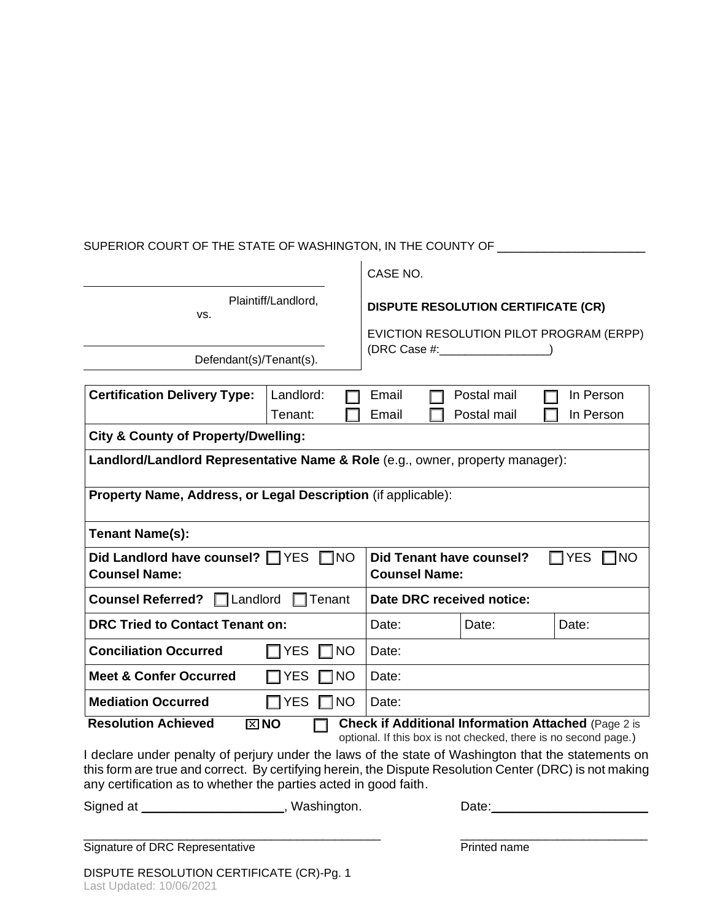SUPERIOR COURT OF THE STATE OF WASHINGTON, IN THE COUNTY OF ______________________

| | CASE NO. |
|---|---|
| ______________________ Plaintiff/Landlord, | **DISPUTE RESOLUTION CERTIFICATE (CR)** |
| vs. | EVICTION RESOLUTION PILOT PROGRAM (ERPP) |
| ______________________ Defendant(s)/Tenant(s). | (DRC Case #:_________________) |

| **Certification Delivery Type:** | Landlord: ☐ Email ☐ Postal mail ☐ In Person<br>Tenant: ☐ Email ☐ Postal mail ☐ In Person | | |
|---|---|---|---|
| **City & County of Property/Dwelling:** | | | |
| **Landlord/Landlord Representative Name & Role** (e.g., owner, property manager): | | | |
| **Property Name, Address, or Legal Description** (if applicable): | | | |
| **Tenant Name(s):** | | | |
| **Did Landlord have counsel?** ☐ YES ☐ NO<br>**Counsel Name:** | **Did Tenant have counsel?** ☐ YES ☐ NO<br>**Counsel Name:** | | |
| **Counsel Referred?** ☐ Landlord ☐ Tenant | **Date DRC received notice:** | | |
| **DRC Tried to Contact Tenant on:** | Date: | Date: | Date: |
| **Conciliation Occurred** ☐ YES ☐ NO | Date: | | |
| **Meet & Confer Occurred** ☐ YES ☐ NO | Date: | | |
| **Mediation Occurred** ☐ YES ☐ NO | Date: | | |

**Resolution Achieved** ☒ **NO** ☐ **Check if Additional Information Attached** (Page 2 is optional. If this box is not checked, there is no second page.)

I declare under penalty of perjury under the laws of the state of Washington that the statements on this form are true and correct. By certifying herein, the Dispute Resolution Center (DRC) is not making any certification as to whether the parties acted in good faith.

Signed at ____________________, Washington. Date:______________________

_____________________________________________ _____________________________

Signature of DRC Representative Printed name

DISPUTE RESOLUTION CERTIFICATE (CR)-Pg. 1

Last Updated: 10/06/2021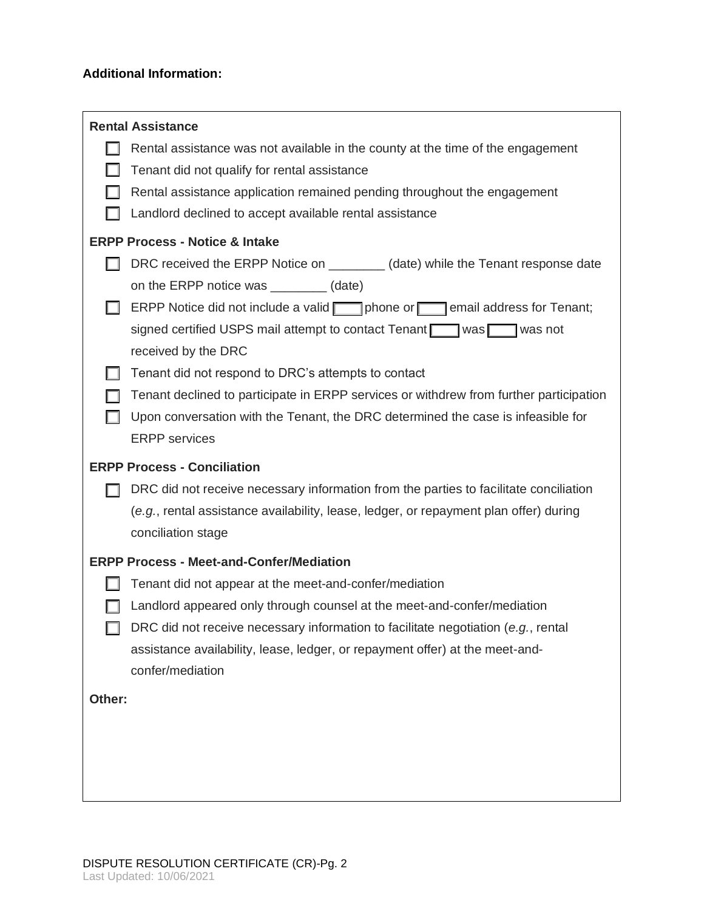**Additional Information:**

**Rental Assistance**

- ☐ Rental assistance was not available in the county at the time of the engagement
- ☐ Tenant did not qualify for rental assistance
- ☐ Rental assistance application remained pending throughout the engagement
- ☐ Landlord declined to accept available rental assistance

**ERPP Process - Notice & Intake**

- ☐ DRC received the ERPP Notice on ________ (date) while the Tenant response date on the ERPP notice was ________ (date)
- ☐ ERPP Notice did not include a valid ☐ phone or ☐ email address for Tenant; signed certified USPS mail attempt to contact Tenant ☐ was ☐ was not received by the DRC
- ☐ Tenant did not respond to DRC's attempts to contact
- ☐ Tenant declined to participate in ERPP services or withdrew from further participation
- ☐ Upon conversation with the Tenant, the DRC determined the case is infeasible for ERPP services

**ERPP Process - Conciliation**

- ☐ DRC did not receive necessary information from the parties to facilitate conciliation (*e.g.*, rental assistance availability, lease, ledger, or repayment plan offer) during conciliation stage

**ERPP Process - Meet-and-Confer/Mediation**

- ☐ Tenant did not appear at the meet-and-confer/mediation
- ☐ Landlord appeared only through counsel at the meet-and-confer/mediation
- ☐ DRC did not receive necessary information to facilitate negotiation (*e.g.*, rental assistance availability, lease, ledger, or repayment offer) at the meet-and-confer/mediation

**Other:**

DISPUTE RESOLUTION CERTIFICATE (CR)-Pg. 2

Last Updated: 10/06/2021